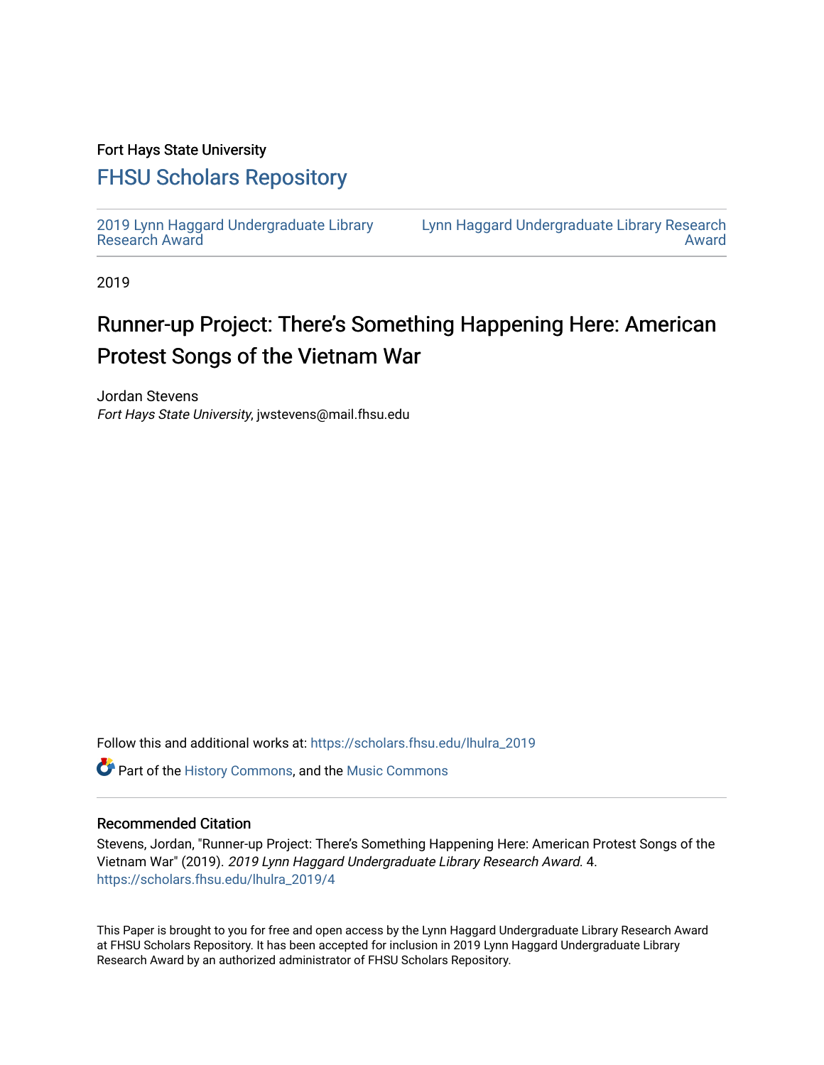Fort Hays State University

## FHSU Scholars Repository

2019 Lynn Haggard Undergraduate Library Research Award

Lynn Haggard Undergraduate Library Research Award

2019

# Runner-up Project: There's Something Happening Here: American Protest Songs of the Vietnam War

Jordan Stevens
*Fort Hays State University*, jwstevens@mail.fhsu.edu

Follow this and additional works at: https://scholars.fhsu.edu/lhulra_2019

Part of the History Commons, and the Music Commons

### Recommended Citation

Stevens, Jordan, "Runner-up Project: There's Something Happening Here: American Protest Songs of the Vietnam War" (2019). *2019 Lynn Haggard Undergraduate Library Research Award*. 4.
https://scholars.fhsu.edu/lhulra_2019/4

This Paper is brought to you for free and open access by the Lynn Haggard Undergraduate Library Research Award at FHSU Scholars Repository. It has been accepted for inclusion in 2019 Lynn Haggard Undergraduate Library Research Award by an authorized administrator of FHSU Scholars Repository.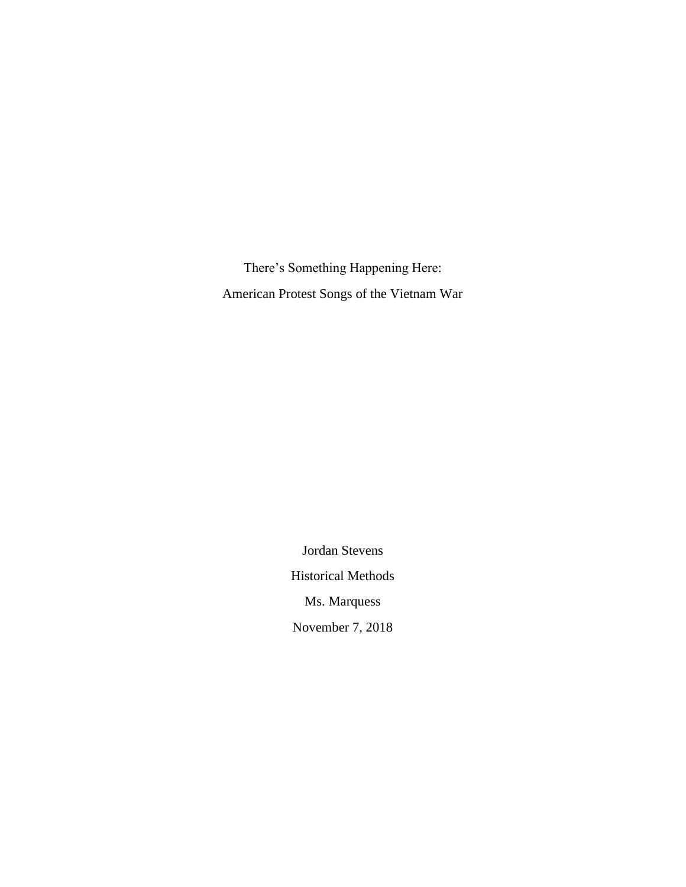There's Something Happening Here:

American Protest Songs of the Vietnam War

Jordan Stevens

Historical Methods

Ms. Marquess

November 7, 2018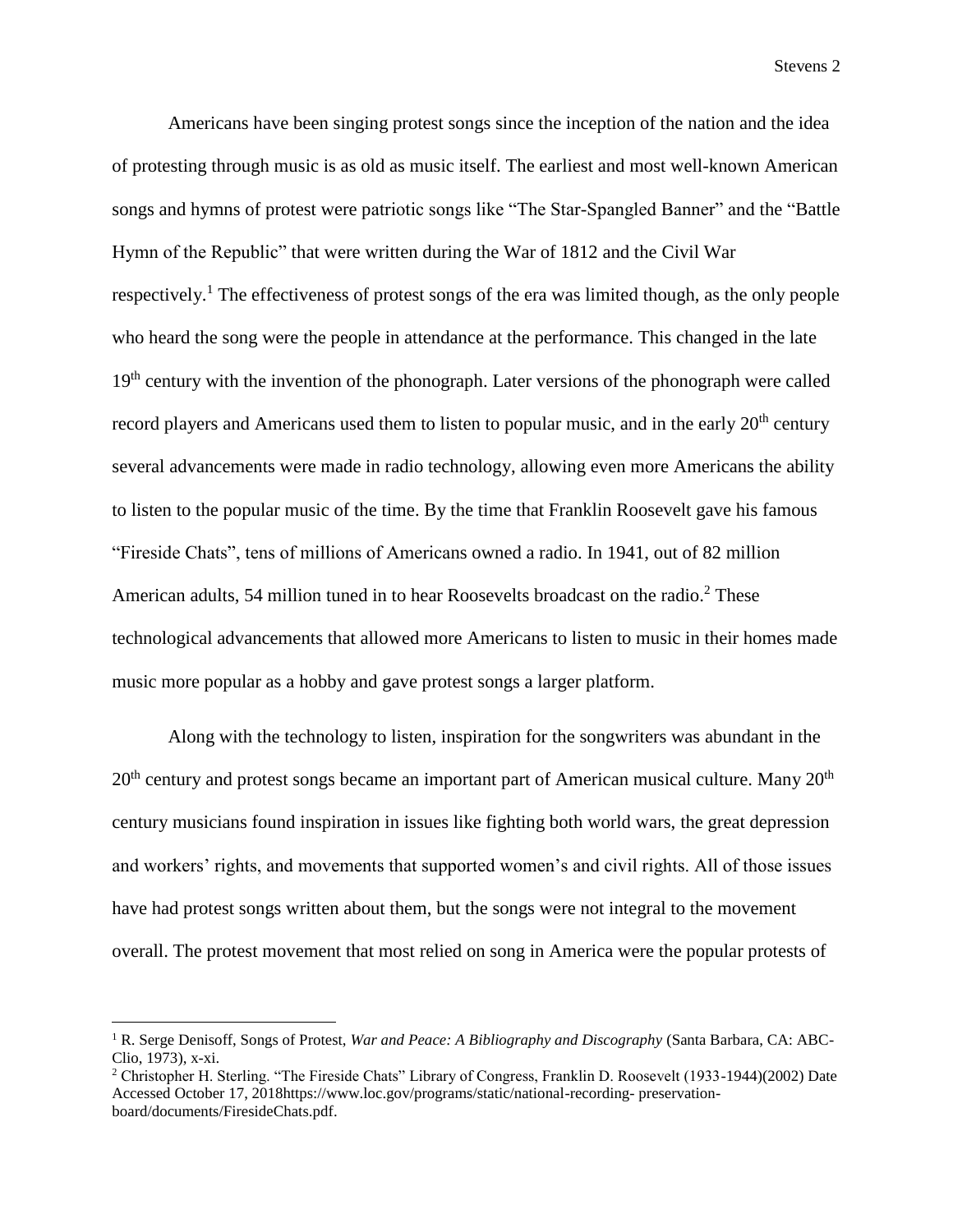Americans have been singing protest songs since the inception of the nation and the idea of protesting through music is as old as music itself. The earliest and most well-known American songs and hymns of protest were patriotic songs like "The Star-Spangled Banner" and the "Battle Hymn of the Republic" that were written during the War of 1812 and the Civil War respectively.[1] The effectiveness of protest songs of the era was limited though, as the only people who heard the song were the people in attendance at the performance. This changed in the late 19th century with the invention of the phonograph. Later versions of the phonograph were called record players and Americans used them to listen to popular music, and in the early 20th century several advancements were made in radio technology, allowing even more Americans the ability to listen to the popular music of the time. By the time that Franklin Roosevelt gave his famous "Fireside Chats", tens of millions of Americans owned a radio. In 1941, out of 82 million American adults, 54 million tuned in to hear Roosevelts broadcast on the radio.[2] These technological advancements that allowed more Americans to listen to music in their homes made music more popular as a hobby and gave protest songs a larger platform.

Along with the technology to listen, inspiration for the songwriters was abundant in the 20th century and protest songs became an important part of American musical culture. Many 20th century musicians found inspiration in issues like fighting both world wars, the great depression and workers' rights, and movements that supported women's and civil rights. All of those issues have had protest songs written about them, but the songs were not integral to the movement overall. The protest movement that most relied on song in America were the popular protests of

[1] R. Serge Denisoff, Songs of Protest, *War and Peace: A Bibliography and Discography* (Santa Barbara, CA: ABC-Clio, 1973), x-xi.

[2] Christopher H. Sterling. "The Fireside Chats" Library of Congress, Franklin D. Roosevelt (1933-1944)(2002) Date Accessed October 17, 2018https://www.loc.gov/programs/static/national-recording- preservation-board/documents/FiresideChats.pdf.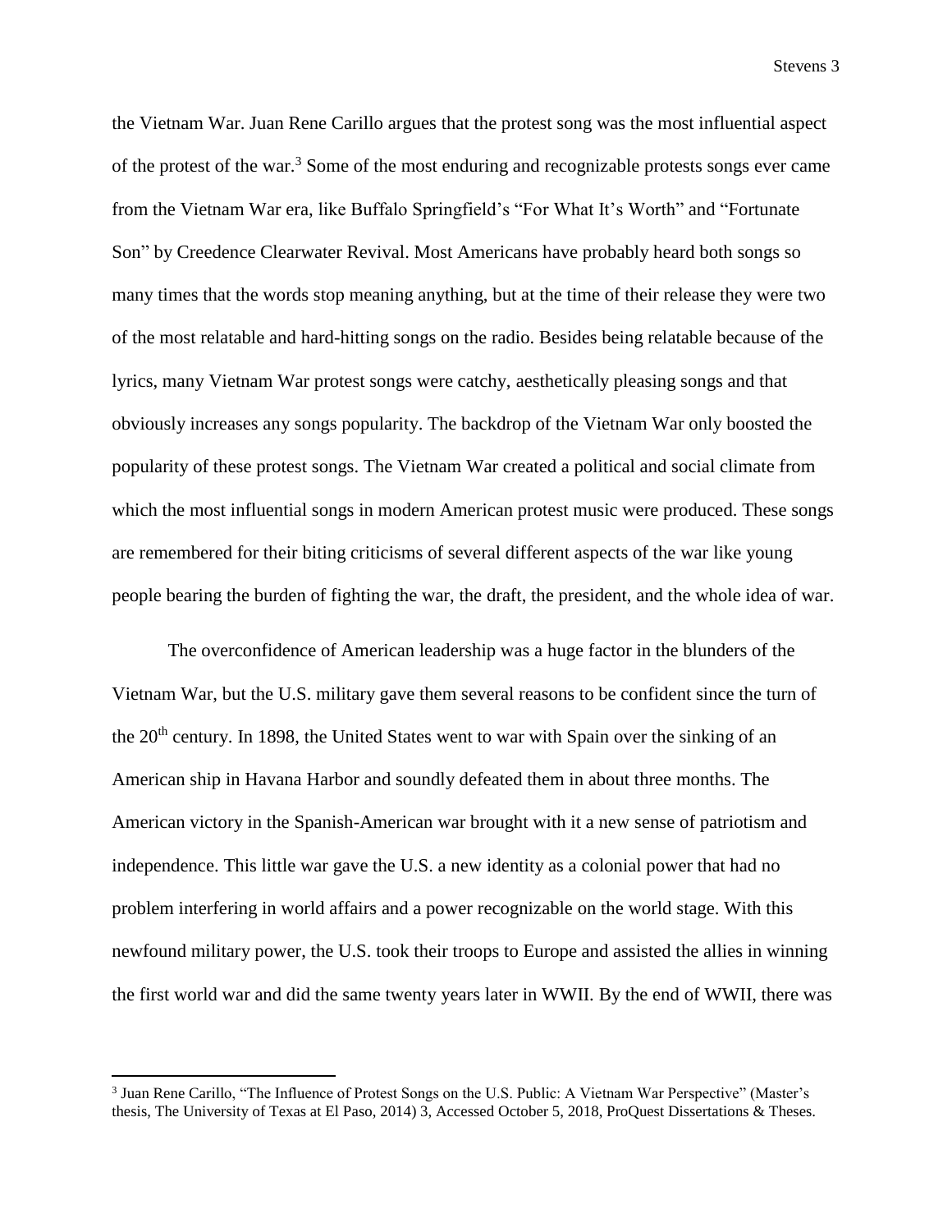the Vietnam War. Juan Rene Carillo argues that the protest song was the most influential aspect of the protest of the war.[3] Some of the most enduring and recognizable protests songs ever came from the Vietnam War era, like Buffalo Springfield's "For What It's Worth" and "Fortunate Son" by Creedence Clearwater Revival. Most Americans have probably heard both songs so many times that the words stop meaning anything, but at the time of their release they were two of the most relatable and hard-hitting songs on the radio. Besides being relatable because of the lyrics, many Vietnam War protest songs were catchy, aesthetically pleasing songs and that obviously increases any songs popularity. The backdrop of the Vietnam War only boosted the popularity of these protest songs. The Vietnam War created a political and social climate from which the most influential songs in modern American protest music were produced. These songs are remembered for their biting criticisms of several different aspects of the war like young people bearing the burden of fighting the war, the draft, the president, and the whole idea of war.

The overconfidence of American leadership was a huge factor in the blunders of the Vietnam War, but the U.S. military gave them several reasons to be confident since the turn of the 20th century. In 1898, the United States went to war with Spain over the sinking of an American ship in Havana Harbor and soundly defeated them in about three months. The American victory in the Spanish-American war brought with it a new sense of patriotism and independence. This little war gave the U.S. a new identity as a colonial power that had no problem interfering in world affairs and a power recognizable on the world stage. With this newfound military power, the U.S. took their troops to Europe and assisted the allies in winning the first world war and did the same twenty years later in WWII. By the end of WWII, there was

[3] Juan Rene Carillo, "The Influence of Protest Songs on the U.S. Public: A Vietnam War Perspective" (Master's thesis, The University of Texas at El Paso, 2014) 3, Accessed October 5, 2018, ProQuest Dissertations & Theses.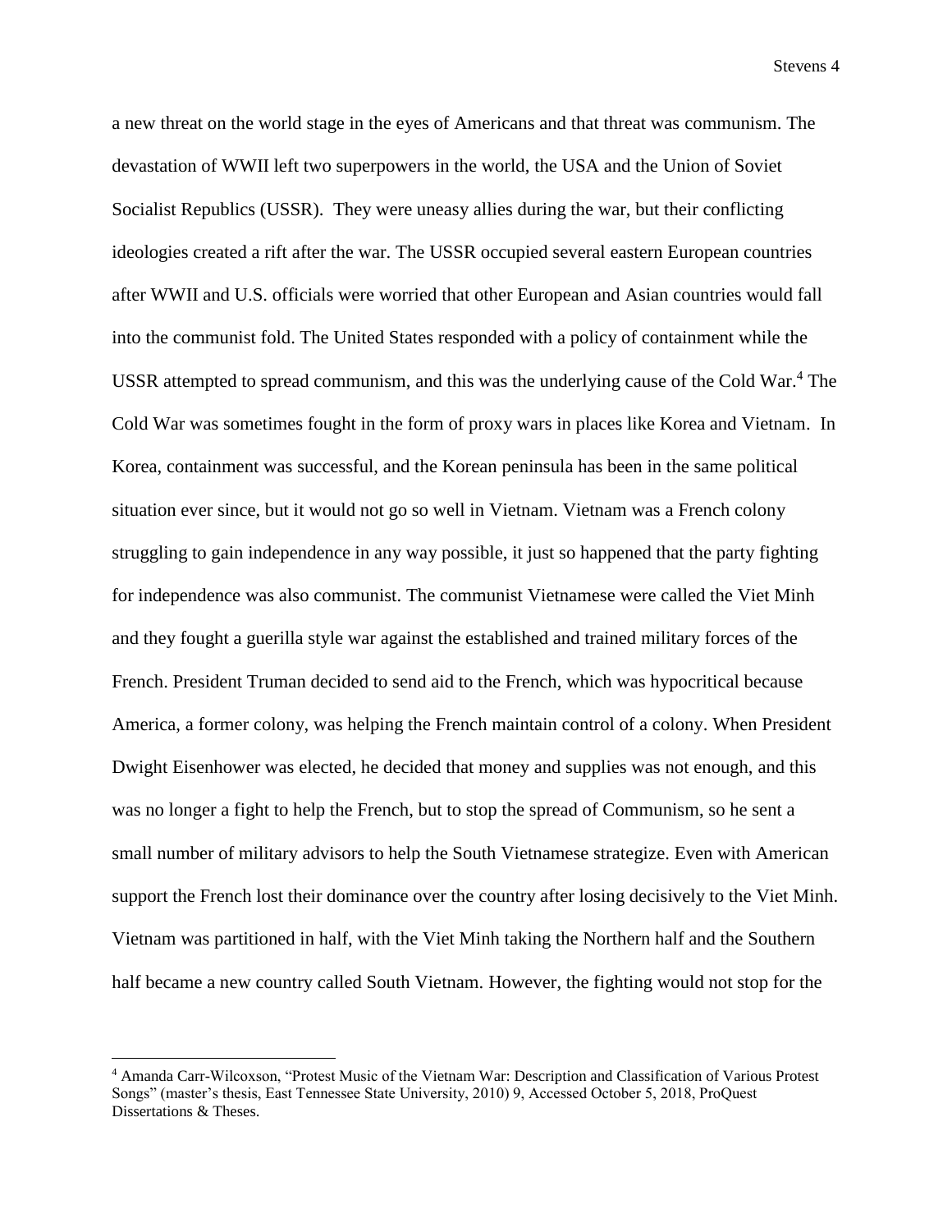a new threat on the world stage in the eyes of Americans and that threat was communism. The devastation of WWII left two superpowers in the world, the USA and the Union of Soviet Socialist Republics (USSR). They were uneasy allies during the war, but their conflicting ideologies created a rift after the war. The USSR occupied several eastern European countries after WWII and U.S. officials were worried that other European and Asian countries would fall into the communist fold. The United States responded with a policy of containment while the USSR attempted to spread communism, and this was the underlying cause of the Cold War.[4] The Cold War was sometimes fought in the form of proxy wars in places like Korea and Vietnam. In Korea, containment was successful, and the Korean peninsula has been in the same political situation ever since, but it would not go so well in Vietnam. Vietnam was a French colony struggling to gain independence in any way possible, it just so happened that the party fighting for independence was also communist. The communist Vietnamese were called the Viet Minh and they fought a guerilla style war against the established and trained military forces of the French. President Truman decided to send aid to the French, which was hypocritical because America, a former colony, was helping the French maintain control of a colony. When President Dwight Eisenhower was elected, he decided that money and supplies was not enough, and this was no longer a fight to help the French, but to stop the spread of Communism, so he sent a small number of military advisors to help the South Vietnamese strategize. Even with American support the French lost their dominance over the country after losing decisively to the Viet Minh. Vietnam was partitioned in half, with the Viet Minh taking the Northern half and the Southern half became a new country called South Vietnam. However, the fighting would not stop for the

---

[4] Amanda Carr-Wilcoxson, "Protest Music of the Vietnam War: Description and Classification of Various Protest Songs" (master's thesis, East Tennessee State University, 2010) 9, Accessed October 5, 2018, ProQuest Dissertations & Theses.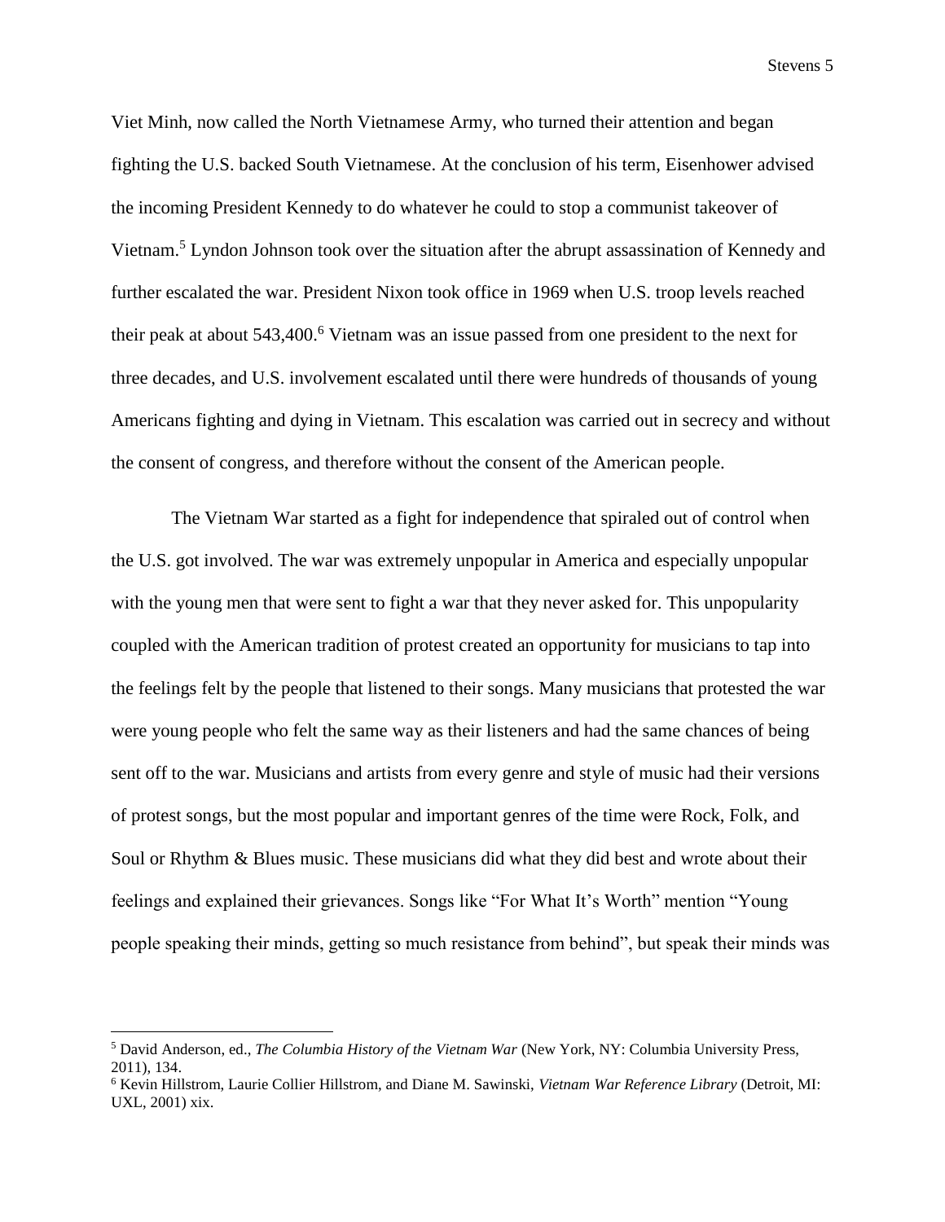Viet Minh, now called the North Vietnamese Army, who turned their attention and began fighting the U.S. backed South Vietnamese. At the conclusion of his term, Eisenhower advised the incoming President Kennedy to do whatever he could to stop a communist takeover of Vietnam.[5] Lyndon Johnson took over the situation after the abrupt assassination of Kennedy and further escalated the war. President Nixon took office in 1969 when U.S. troop levels reached their peak at about 543,400.[6] Vietnam was an issue passed from one president to the next for three decades, and U.S. involvement escalated until there were hundreds of thousands of young Americans fighting and dying in Vietnam. This escalation was carried out in secrecy and without the consent of congress, and therefore without the consent of the American people.

The Vietnam War started as a fight for independence that spiraled out of control when the U.S. got involved. The war was extremely unpopular in America and especially unpopular with the young men that were sent to fight a war that they never asked for. This unpopularity coupled with the American tradition of protest created an opportunity for musicians to tap into the feelings felt by the people that listened to their songs. Many musicians that protested the war were young people who felt the same way as their listeners and had the same chances of being sent off to the war. Musicians and artists from every genre and style of music had their versions of protest songs, but the most popular and important genres of the time were Rock, Folk, and Soul or Rhythm & Blues music. These musicians did what they did best and wrote about their feelings and explained their grievances. Songs like "For What It's Worth" mention "Young people speaking their minds, getting so much resistance from behind", but speak their minds was

---

[5] David Anderson, ed., *The Columbia History of the Vietnam War* (New York, NY: Columbia University Press, 2011), 134.

[6] Kevin Hillstrom, Laurie Collier Hillstrom, and Diane M. Sawinski, *Vietnam War Reference Library* (Detroit, MI: UXL, 2001) xix.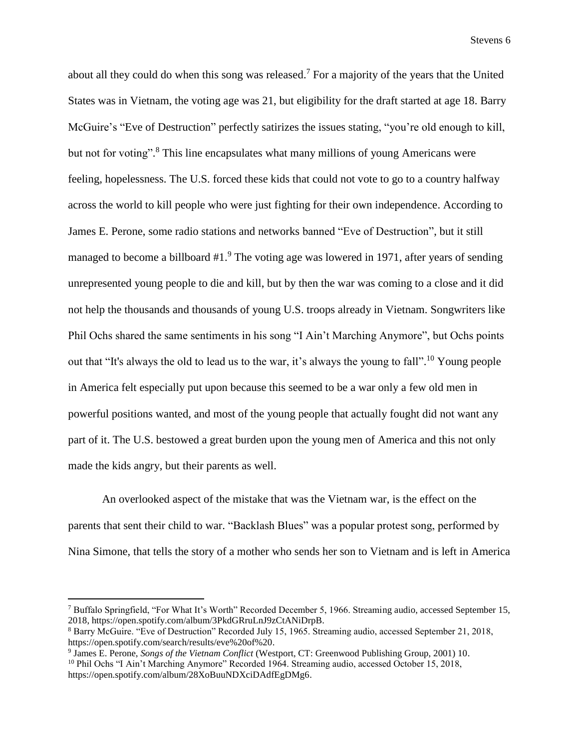about all they could do when this song was released.[7] For a majority of the years that the United States was in Vietnam, the voting age was 21, but eligibility for the draft started at age 18. Barry McGuire's "Eve of Destruction" perfectly satirizes the issues stating, "you're old enough to kill, but not for voting".[8] This line encapsulates what many millions of young Americans were feeling, hopelessness. The U.S. forced these kids that could not vote to go to a country halfway across the world to kill people who were just fighting for their own independence. According to James E. Perone, some radio stations and networks banned "Eve of Destruction", but it still managed to become a billboard #1.[9] The voting age was lowered in 1971, after years of sending unrepresented young people to die and kill, but by then the war was coming to a close and it did not help the thousands and thousands of young U.S. troops already in Vietnam. Songwriters like Phil Ochs shared the same sentiments in his song "I Ain't Marching Anymore", but Ochs points out that "It's always the old to lead us to the war, it's always the young to fall".[10] Young people in America felt especially put upon because this seemed to be a war only a few old men in powerful positions wanted, and most of the young people that actually fought did not want any part of it. The U.S. bestowed a great burden upon the young men of America and this not only made the kids angry, but their parents as well.

An overlooked aspect of the mistake that was the Vietnam war, is the effect on the parents that sent their child to war. "Backlash Blues" was a popular protest song, performed by Nina Simone, that tells the story of a mother who sends her son to Vietnam and is left in America

---

[7] Buffalo Springfield, "For What It's Worth" Recorded December 5, 1966. Streaming audio, accessed September 15, 2018, https://open.spotify.com/album/3PkdGRruLnJ9zCtANiDrpB.

[8] Barry McGuire. "Eve of Destruction" Recorded July 15, 1965. Streaming audio, accessed September 21, 2018, https://open.spotify.com/search/results/eve%20of%20.

[9] James E. Perone, *Songs of the Vietnam Conflict* (Westport, CT: Greenwood Publishing Group, 2001) 10.

[10] Phil Ochs "I Ain't Marching Anymore" Recorded 1964. Streaming audio, accessed October 15, 2018, https://open.spotify.com/album/28XoBuuNDXciDAdfEgDMg6.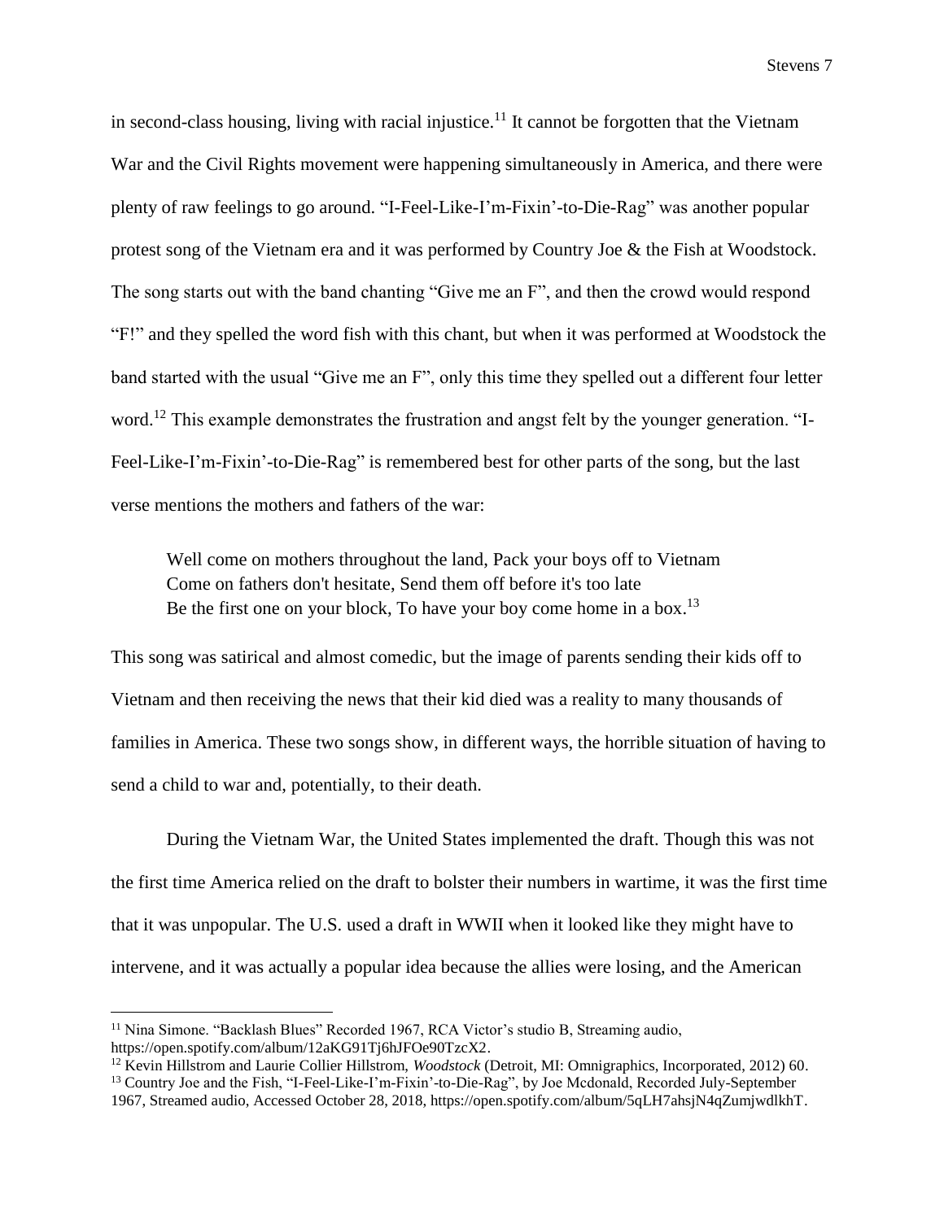in second-class housing, living with racial injustice.[11] It cannot be forgotten that the Vietnam War and the Civil Rights movement were happening simultaneously in America, and there were plenty of raw feelings to go around. "I-Feel-Like-I'm-Fixin'-to-Die-Rag" was another popular protest song of the Vietnam era and it was performed by Country Joe & the Fish at Woodstock. The song starts out with the band chanting "Give me an F", and then the crowd would respond "F!" and they spelled the word fish with this chant, but when it was performed at Woodstock the band started with the usual "Give me an F", only this time they spelled out a different four letter word.[12] This example demonstrates the frustration and angst felt by the younger generation. "I-Feel-Like-I'm-Fixin'-to-Die-Rag" is remembered best for other parts of the song, but the last verse mentions the mothers and fathers of the war:

> Well come on mothers throughout the land, Pack your boys off to Vietnam
> Come on fathers don't hesitate, Send them off before it's too late
> Be the first one on your block, To have your boy come home in a box.[13]

This song was satirical and almost comedic, but the image of parents sending their kids off to Vietnam and then receiving the news that their kid died was a reality to many thousands of families in America. These two songs show, in different ways, the horrible situation of having to send a child to war and, potentially, to their death.

During the Vietnam War, the United States implemented the draft. Though this was not the first time America relied on the draft to bolster their numbers in wartime, it was the first time that it was unpopular. The U.S. used a draft in WWII when it looked like they might have to intervene, and it was actually a popular idea because the allies were losing, and the American

---

[11] Nina Simone. "Backlash Blues" Recorded 1967, RCA Victor's studio B, Streaming audio, https://open.spotify.com/album/12aKG91Tj6hJFOe90TzcX2.

[12] Kevin Hillstrom and Laurie Collier Hillstrom, *Woodstock* (Detroit, MI: Omnigraphics, Incorporated, 2012) 60.

[13] Country Joe and the Fish, "I-Feel-Like-I'm-Fixin'-to-Die-Rag", by Joe Mcdonald, Recorded July-September 1967, Streamed audio, Accessed October 28, 2018, https://open.spotify.com/album/5qLH7ahsjN4qZumjwdlkhT.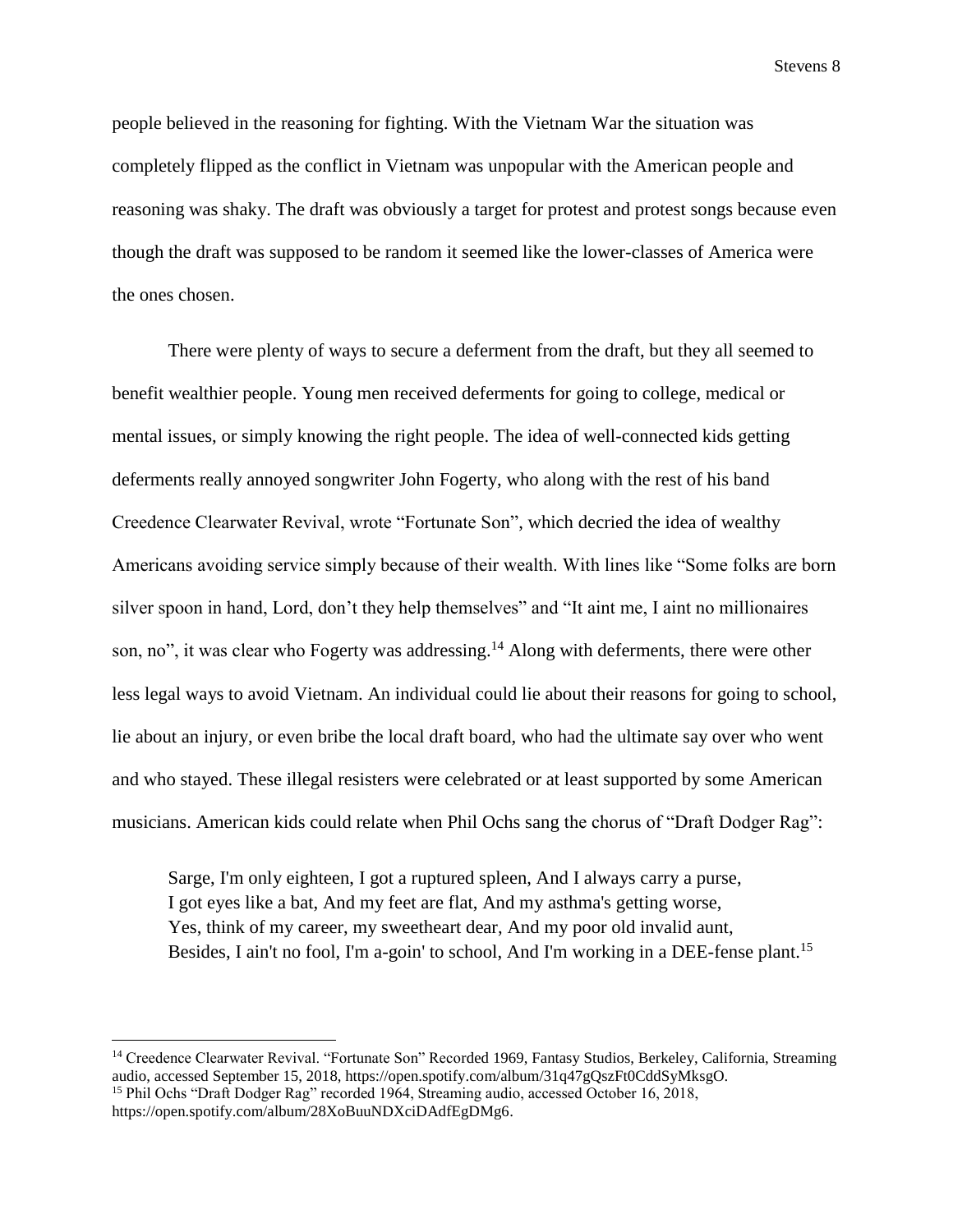people believed in the reasoning for fighting. With the Vietnam War the situation was completely flipped as the conflict in Vietnam was unpopular with the American people and reasoning was shaky. The draft was obviously a target for protest and protest songs because even though the draft was supposed to be random it seemed like the lower-classes of America were the ones chosen.

There were plenty of ways to secure a deferment from the draft, but they all seemed to benefit wealthier people. Young men received deferments for going to college, medical or mental issues, or simply knowing the right people. The idea of well-connected kids getting deferments really annoyed songwriter John Fogerty, who along with the rest of his band Creedence Clearwater Revival, wrote "Fortunate Son", which decried the idea of wealthy Americans avoiding service simply because of their wealth. With lines like "Some folks are born silver spoon in hand, Lord, don't they help themselves" and "It aint me, I aint no millionaires son, no", it was clear who Fogerty was addressing.[14] Along with deferments, there were other less legal ways to avoid Vietnam. An individual could lie about their reasons for going to school, lie about an injury, or even bribe the local draft board, who had the ultimate say over who went and who stayed. These illegal resisters were celebrated or at least supported by some American musicians. American kids could relate when Phil Ochs sang the chorus of "Draft Dodger Rag":

> Sarge, I'm only eighteen, I got a ruptured spleen, And I always carry a purse,
> I got eyes like a bat, And my feet are flat, And my asthma's getting worse,
> Yes, think of my career, my sweetheart dear, And my poor old invalid aunt,
> Besides, I ain't no fool, I'm a-goin' to school, And I'm working in a DEE-fense plant.[15]

---

[14] Creedence Clearwater Revival. "Fortunate Son" Recorded 1969, Fantasy Studios, Berkeley, California, Streaming audio, accessed September 15, 2018, https://open.spotify.com/album/31q47gQszFt0CddSyMksgO.

[15] Phil Ochs "Draft Dodger Rag" recorded 1964, Streaming audio, accessed October 16, 2018, https://open.spotify.com/album/28XoBuuNDXciDAdfEgDMg6.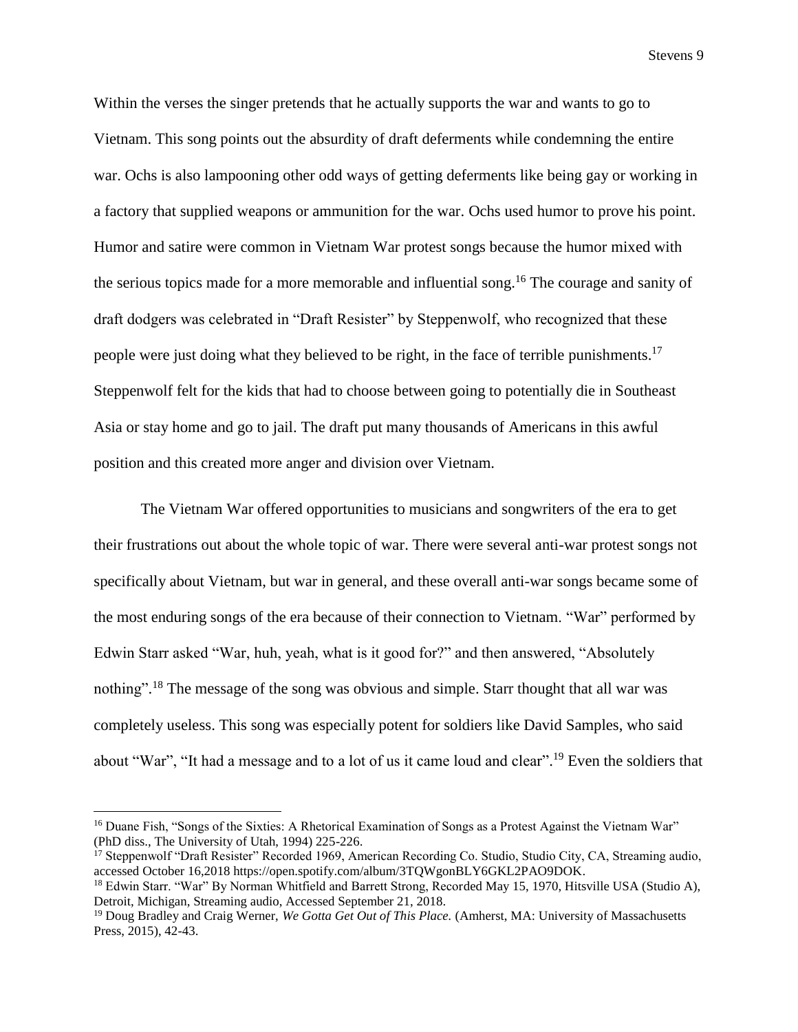Within the verses the singer pretends that he actually supports the war and wants to go to Vietnam. This song points out the absurdity of draft deferments while condemning the entire war. Ochs is also lampooning other odd ways of getting deferments like being gay or working in a factory that supplied weapons or ammunition for the war. Ochs used humor to prove his point. Humor and satire were common in Vietnam War protest songs because the humor mixed with the serious topics made for a more memorable and influential song.[16] The courage and sanity of draft dodgers was celebrated in "Draft Resister" by Steppenwolf, who recognized that these people were just doing what they believed to be right, in the face of terrible punishments.[17] Steppenwolf felt for the kids that had to choose between going to potentially die in Southeast Asia or stay home and go to jail. The draft put many thousands of Americans in this awful position and this created more anger and division over Vietnam.

The Vietnam War offered opportunities to musicians and songwriters of the era to get their frustrations out about the whole topic of war. There were several anti-war protest songs not specifically about Vietnam, but war in general, and these overall anti-war songs became some of the most enduring songs of the era because of their connection to Vietnam. "War" performed by Edwin Starr asked "War, huh, yeah, what is it good for?" and then answered, "Absolutely nothing".[18] The message of the song was obvious and simple. Starr thought that all war was completely useless. This song was especially potent for soldiers like David Samples, who said about "War", "It had a message and to a lot of us it came loud and clear".[19] Even the soldiers that

---

[16] Duane Fish, "Songs of the Sixties: A Rhetorical Examination of Songs as a Protest Against the Vietnam War" (PhD diss., The University of Utah, 1994) 225-226.

[17] Steppenwolf "Draft Resister" Recorded 1969, American Recording Co. Studio, Studio City, CA, Streaming audio, accessed October 16,2018 https://open.spotify.com/album/3TQWgonBLY6GKL2PAO9DOK.

[18] Edwin Starr. "War" By Norman Whitfield and Barrett Strong, Recorded May 15, 1970, Hitsville USA (Studio A), Detroit, Michigan, Streaming audio, Accessed September 21, 2018.

[19] Doug Bradley and Craig Werner, *We Gotta Get Out of This Place.* (Amherst, MA: University of Massachusetts Press, 2015), 42-43.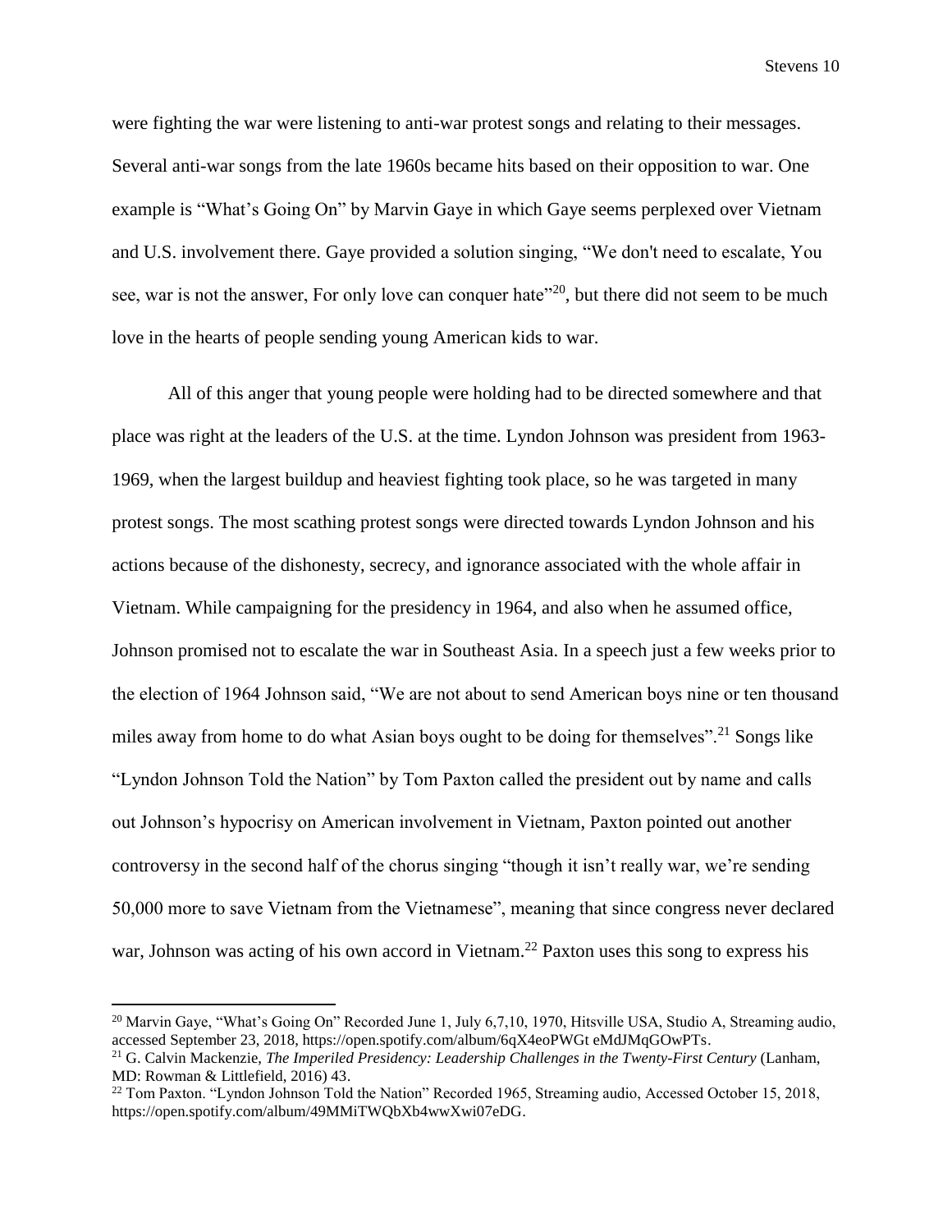were fighting the war were listening to anti-war protest songs and relating to their messages. Several anti-war songs from the late 1960s became hits based on their opposition to war. One example is "What's Going On" by Marvin Gaye in which Gaye seems perplexed over Vietnam and U.S. involvement there. Gaye provided a solution singing, "We don't need to escalate, You see, war is not the answer, For only love can conquer hate"[20], but there did not seem to be much love in the hearts of people sending young American kids to war.

All of this anger that young people were holding had to be directed somewhere and that place was right at the leaders of the U.S. at the time. Lyndon Johnson was president from 1963-1969, when the largest buildup and heaviest fighting took place, so he was targeted in many protest songs. The most scathing protest songs were directed towards Lyndon Johnson and his actions because of the dishonesty, secrecy, and ignorance associated with the whole affair in Vietnam. While campaigning for the presidency in 1964, and also when he assumed office, Johnson promised not to escalate the war in Southeast Asia. In a speech just a few weeks prior to the election of 1964 Johnson said, "We are not about to send American boys nine or ten thousand miles away from home to do what Asian boys ought to be doing for themselves".[21] Songs like "Lyndon Johnson Told the Nation" by Tom Paxton called the president out by name and calls out Johnson's hypocrisy on American involvement in Vietnam, Paxton pointed out another controversy in the second half of the chorus singing "though it isn't really war, we're sending 50,000 more to save Vietnam from the Vietnamese", meaning that since congress never declared war, Johnson was acting of his own accord in Vietnam.[22] Paxton uses this song to express his

---

[20] Marvin Gaye, "What's Going On" Recorded June 1, July 6,7,10, 1970, Hitsville USA, Studio A, Streaming audio, accessed September 23, 2018, https://open.spotify.com/album/6qX4eoPWGt eMdJMqGOwPTs.

[21] G. Calvin Mackenzie, *The Imperiled Presidency: Leadership Challenges in the Twenty-First Century* (Lanham, MD: Rowman & Littlefield, 2016) 43.

[22] Tom Paxton. "Lyndon Johnson Told the Nation" Recorded 1965, Streaming audio, Accessed October 15, 2018, https://open.spotify.com/album/49MMiTWQbXb4wwXwi07eDG.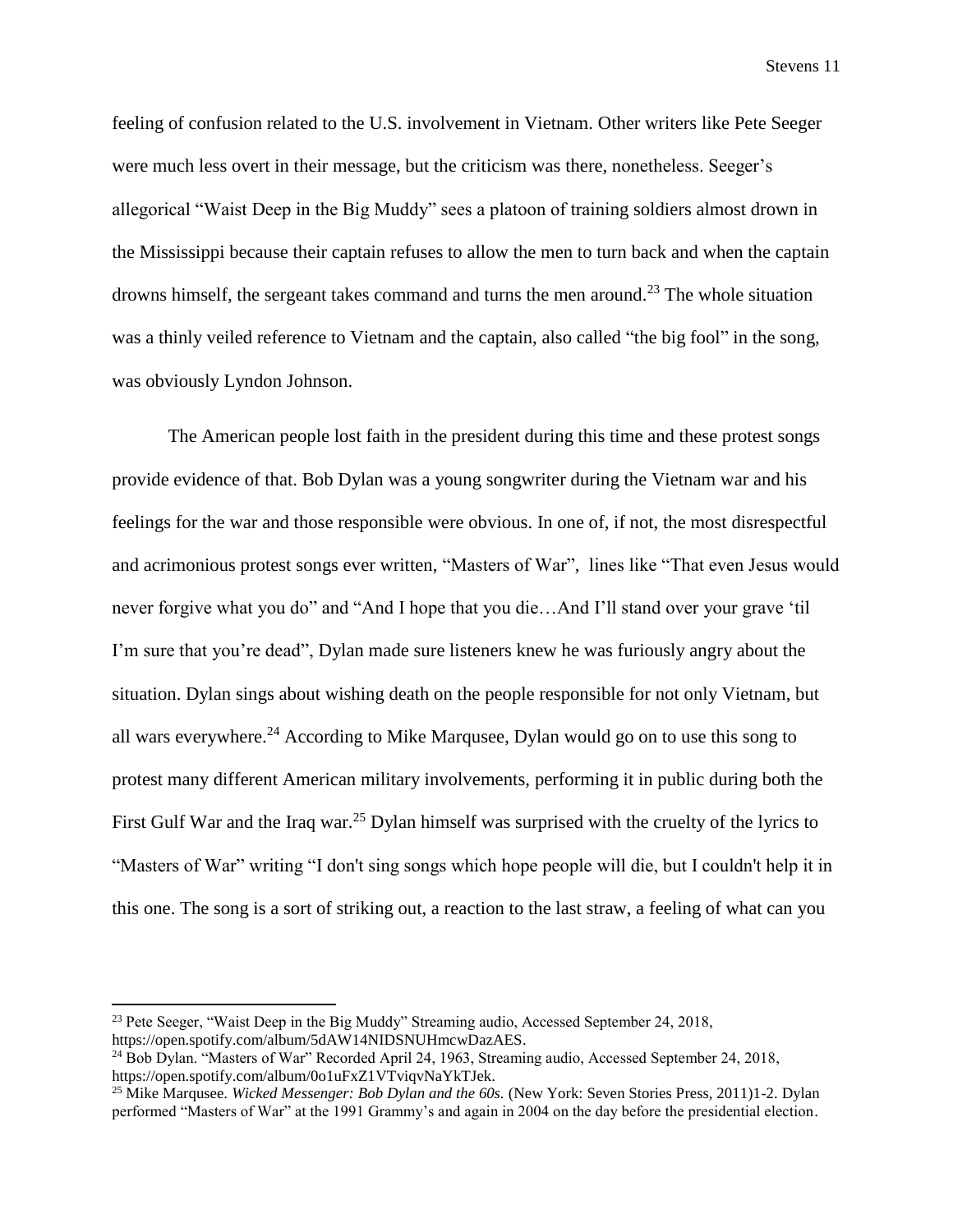feeling of confusion related to the U.S. involvement in Vietnam. Other writers like Pete Seeger were much less overt in their message, but the criticism was there, nonetheless. Seeger's allegorical "Waist Deep in the Big Muddy" sees a platoon of training soldiers almost drown in the Mississippi because their captain refuses to allow the men to turn back and when the captain drowns himself, the sergeant takes command and turns the men around.[23] The whole situation was a thinly veiled reference to Vietnam and the captain, also called "the big fool" in the song, was obviously Lyndon Johnson.

The American people lost faith in the president during this time and these protest songs provide evidence of that. Bob Dylan was a young songwriter during the Vietnam war and his feelings for the war and those responsible were obvious. In one of, if not, the most disrespectful and acrimonious protest songs ever written, "Masters of War", lines like "That even Jesus would never forgive what you do" and "And I hope that you die…And I'll stand over your grave 'til I'm sure that you're dead", Dylan made sure listeners knew he was furiously angry about the situation. Dylan sings about wishing death on the people responsible for not only Vietnam, but all wars everywhere.[24] According to Mike Marqusee, Dylan would go on to use this song to protest many different American military involvements, performing it in public during both the First Gulf War and the Iraq war.[25] Dylan himself was surprised with the cruelty of the lyrics to "Masters of War" writing "I don't sing songs which hope people will die, but I couldn't help it in this one. The song is a sort of striking out, a reaction to the last straw, a feeling of what can you

---

[23] Pete Seeger, "Waist Deep in the Big Muddy" Streaming audio, Accessed September 24, 2018, https://open.spotify.com/album/5dAW14NIDSNUHmcwDazAES.

[24] Bob Dylan. "Masters of War" Recorded April 24, 1963, Streaming audio, Accessed September 24, 2018, https://open.spotify.com/album/0o1uFxZ1VTviqvNaYkTJek.

[25] Mike Marqusee. *Wicked Messenger: Bob Dylan and the 60s.* (New York: Seven Stories Press, 2011)1-2. Dylan performed "Masters of War" at the 1991 Grammy's and again in 2004 on the day before the presidential election.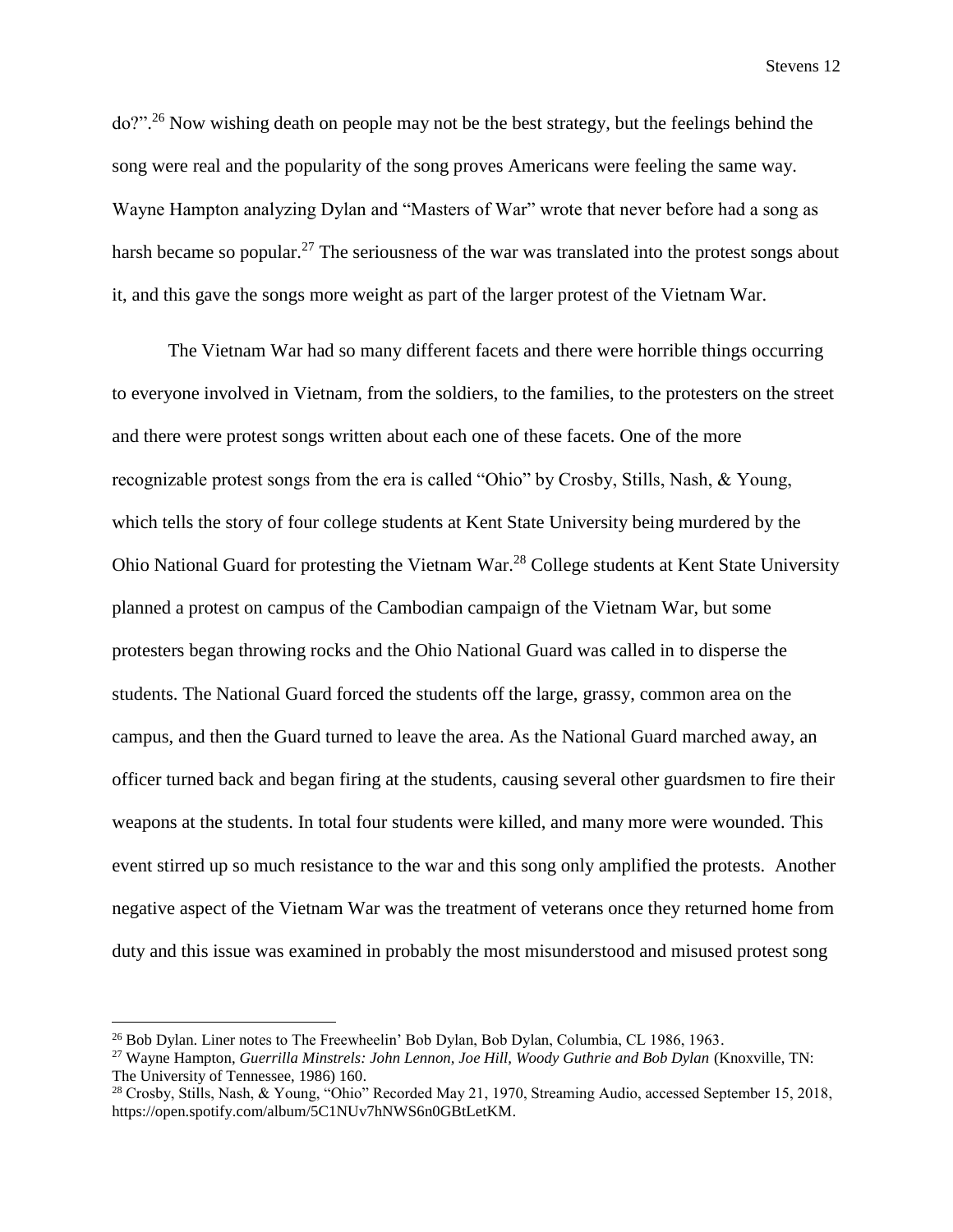do?".[26] Now wishing death on people may not be the best strategy, but the feelings behind the song were real and the popularity of the song proves Americans were feeling the same way. Wayne Hampton analyzing Dylan and "Masters of War" wrote that never before had a song as harsh became so popular.[27] The seriousness of the war was translated into the protest songs about it, and this gave the songs more weight as part of the larger protest of the Vietnam War.

The Vietnam War had so many different facets and there were horrible things occurring to everyone involved in Vietnam, from the soldiers, to the families, to the protesters on the street and there were protest songs written about each one of these facets. One of the more recognizable protest songs from the era is called "Ohio" by Crosby, Stills, Nash, & Young, which tells the story of four college students at Kent State University being murdered by the Ohio National Guard for protesting the Vietnam War.[28] College students at Kent State University planned a protest on campus of the Cambodian campaign of the Vietnam War, but some protesters began throwing rocks and the Ohio National Guard was called in to disperse the students. The National Guard forced the students off the large, grassy, common area on the campus, and then the Guard turned to leave the area. As the National Guard marched away, an officer turned back and began firing at the students, causing several other guardsmen to fire their weapons at the students. In total four students were killed, and many more were wounded. This event stirred up so much resistance to the war and this song only amplified the protests. Another negative aspect of the Vietnam War was the treatment of veterans once they returned home from duty and this issue was examined in probably the most misunderstood and misused protest song

---

[26] Bob Dylan. Liner notes to The Freewheelin' Bob Dylan, Bob Dylan, Columbia, CL 1986, 1963.

[27] Wayne Hampton, *Guerrilla Minstrels: John Lennon, Joe Hill, Woody Guthrie and Bob Dylan* (Knoxville, TN: The University of Tennessee, 1986) 160.

[28] Crosby, Stills, Nash, & Young, "Ohio" Recorded May 21, 1970, Streaming Audio, accessed September 15, 2018, https://open.spotify.com/album/5C1NUv7hNWS6n0GBtLetKM.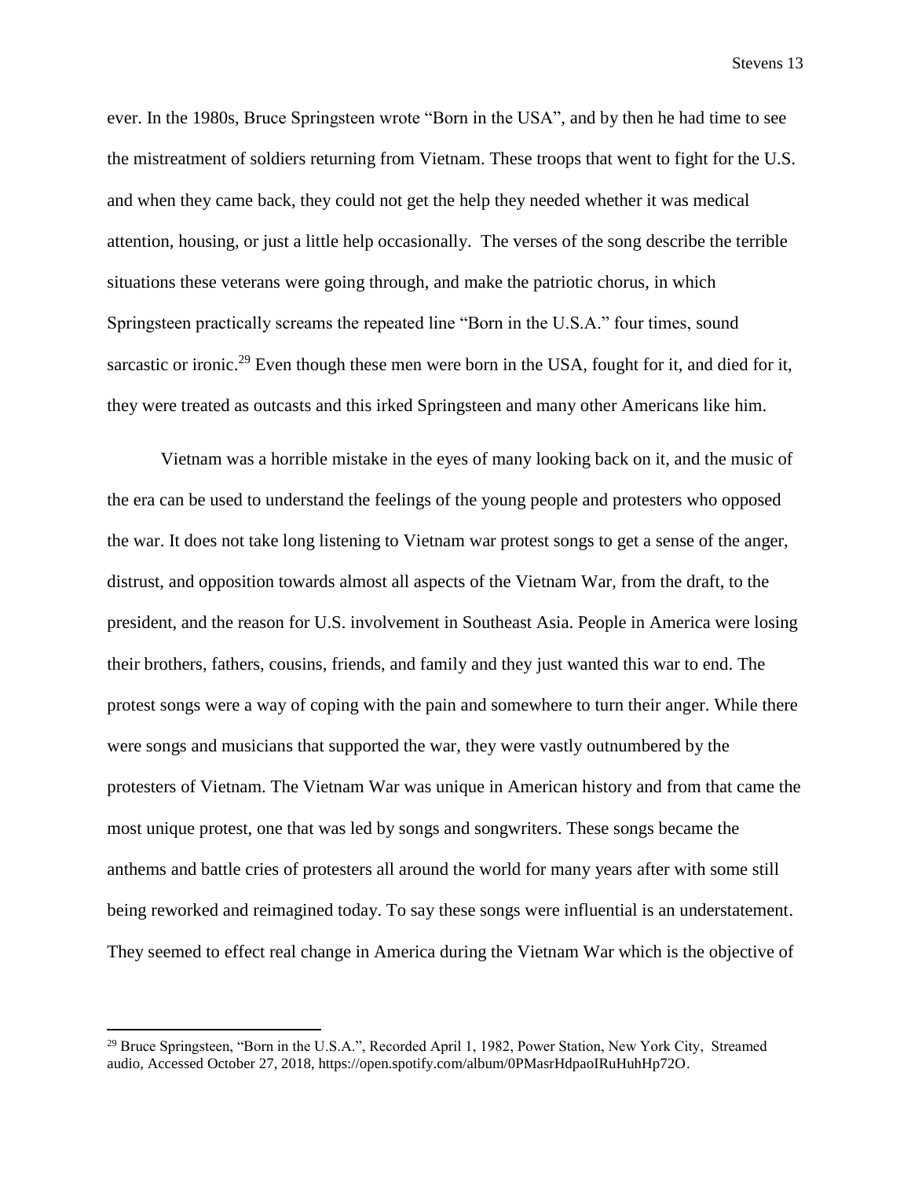ever. In the 1980s, Bruce Springsteen wrote "Born in the USA", and by then he had time to see the mistreatment of soldiers returning from Vietnam. These troops that went to fight for the U.S. and when they came back, they could not get the help they needed whether it was medical attention, housing, or just a little help occasionally. The verses of the song describe the terrible situations these veterans were going through, and make the patriotic chorus, in which Springsteen practically screams the repeated line "Born in the U.S.A." four times, sound sarcastic or ironic.[29] Even though these men were born in the USA, fought for it, and died for it, they were treated as outcasts and this irked Springsteen and many other Americans like him.

Vietnam was a horrible mistake in the eyes of many looking back on it, and the music of the era can be used to understand the feelings of the young people and protesters who opposed the war. It does not take long listening to Vietnam war protest songs to get a sense of the anger, distrust, and opposition towards almost all aspects of the Vietnam War, from the draft, to the president, and the reason for U.S. involvement in Southeast Asia. People in America were losing their brothers, fathers, cousins, friends, and family and they just wanted this war to end. The protest songs were a way of coping with the pain and somewhere to turn their anger. While there were songs and musicians that supported the war, they were vastly outnumbered by the protesters of Vietnam. The Vietnam War was unique in American history and from that came the most unique protest, one that was led by songs and songwriters. These songs became the anthems and battle cries of protesters all around the world for many years after with some still being reworked and reimagined today. To say these songs were influential is an understatement. They seemed to effect real change in America during the Vietnam War which is the objective of

---

[29] Bruce Springsteen, "Born in the U.S.A.", Recorded April 1, 1982, Power Station, New York City, Streamed audio, Accessed October 27, 2018, https://open.spotify.com/album/0PMasrHdpaoIRuHuhHp72O.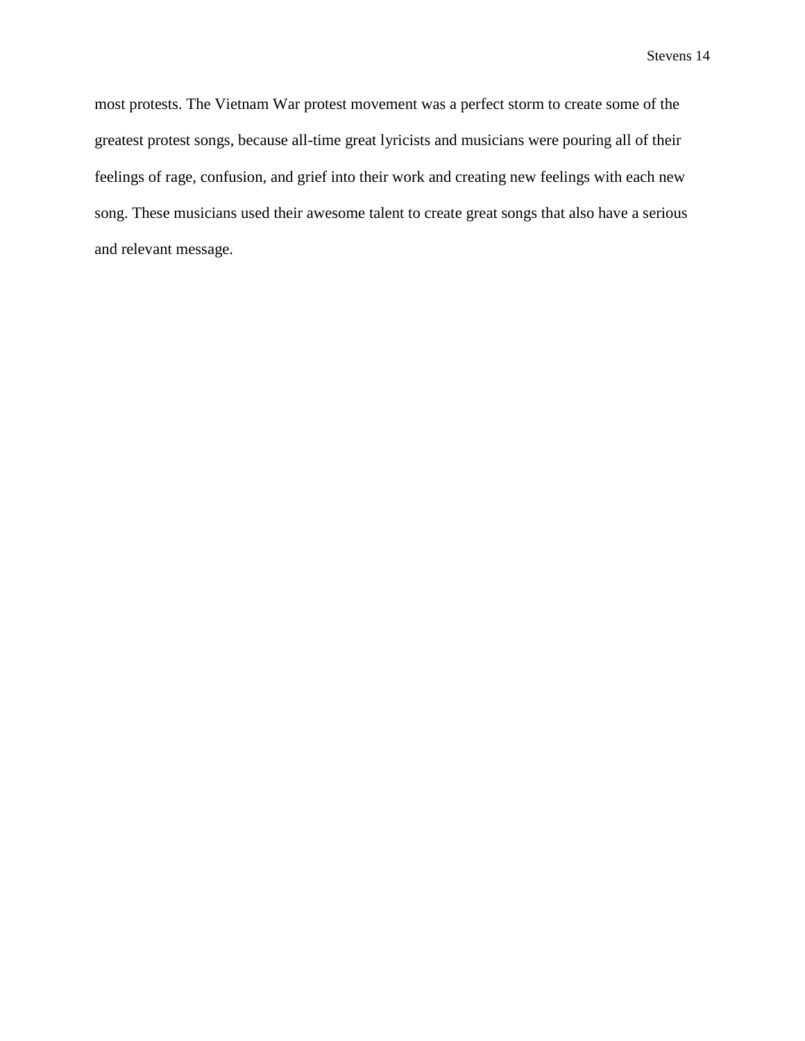most protests. The Vietnam War protest movement was a perfect storm to create some of the greatest protest songs, because all-time great lyricists and musicians were pouring all of their feelings of rage, confusion, and grief into their work and creating new feelings with each new song. These musicians used their awesome talent to create great songs that also have a serious and relevant message.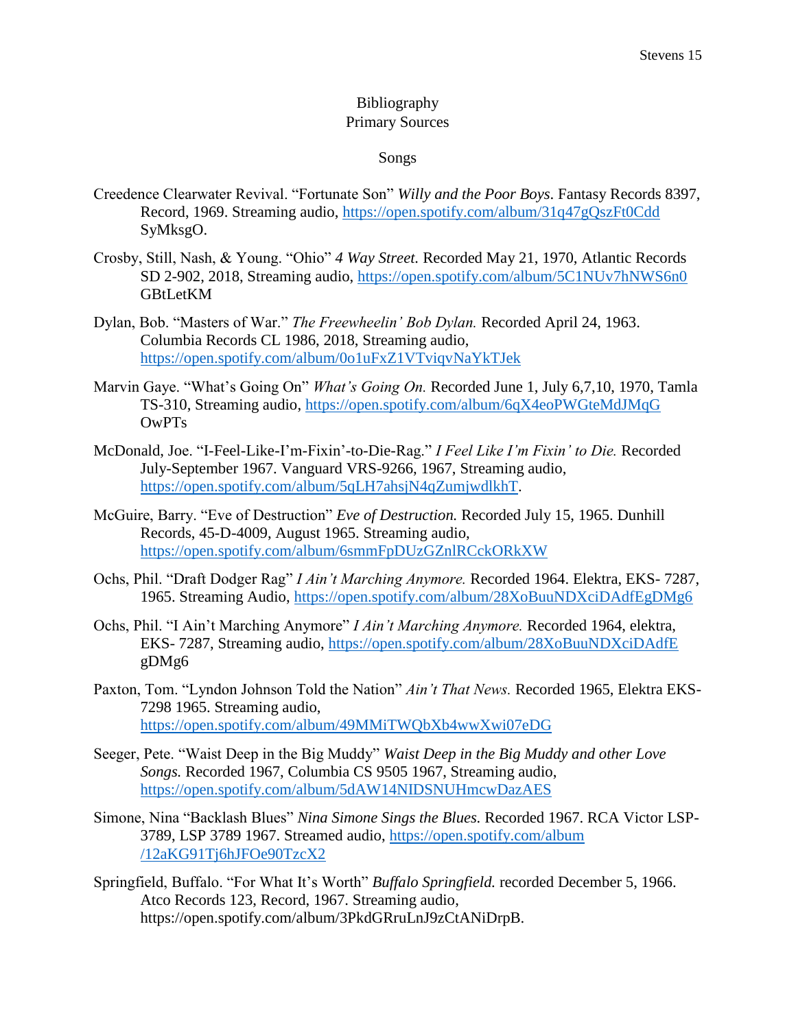# Bibliography

## Primary Sources

### Songs

Creedence Clearwater Revival. "Fortunate Son" *Willy and the Poor Boys.* Fantasy Records 8397, Record, 1969. Streaming audio, https://open.spotify.com/album/31q47gQszFt0CddSyMksgO.

Crosby, Still, Nash, & Young. "Ohio" *4 Way Street.* Recorded May 21, 1970, Atlantic Records SD 2-902, 2018, Streaming audio, https://open.spotify.com/album/5C1NUv7hNWS6n0GBtLetKM

Dylan, Bob. "Masters of War." *The Freewheelin' Bob Dylan.* Recorded April 24, 1963. Columbia Records CL 1986, 2018, Streaming audio, https://open.spotify.com/album/0o1uFxZ1VTviqvNaYkTJek

Marvin Gaye. "What's Going On" *What's Going On.* Recorded June 1, July 6,7,10, 1970, Tamla TS-310, Streaming audio, https://open.spotify.com/album/6qX4eoPWGteMdJMqGOwPTs

McDonald, Joe. "I-Feel-Like-I'm-Fixin'-to-Die-Rag." *I Feel Like I'm Fixin' to Die.* Recorded July-September 1967. Vanguard VRS-9266, 1967, Streaming audio, https://open.spotify.com/album/5qLH7ahsjN4qZumjwdlkhT.

McGuire, Barry. "Eve of Destruction" *Eve of Destruction.* Recorded July 15, 1965. Dunhill Records, 45-D-4009, August 1965. Streaming audio, https://open.spotify.com/album/6smmFpDUzGZnlRCckORkXW

Ochs, Phil. "Draft Dodger Rag" *I Ain't Marching Anymore.* Recorded 1964. Elektra, EKS- 7287, 1965. Streaming Audio, https://open.spotify.com/album/28XoBuuNDXciDAdfEgDMg6

Ochs, Phil. "I Ain't Marching Anymore" *I Ain't Marching Anymore.* Recorded 1964, elektra, EKS- 7287, Streaming audio, https://open.spotify.com/album/28XoBuuNDXciDAdfEgDMg6

Paxton, Tom. "Lyndon Johnson Told the Nation" *Ain't That News.* Recorded 1965, Elektra EKS-7298 1965. Streaming audio, https://open.spotify.com/album/49MMiTWQbXb4wwXwi07eDG

Seeger, Pete. "Waist Deep in the Big Muddy" *Waist Deep in the Big Muddy and other Love Songs.* Recorded 1967, Columbia CS 9505 1967, Streaming audio, https://open.spotify.com/album/5dAW14NIDSNUHmcwDazAES

Simone, Nina "Backlash Blues" *Nina Simone Sings the Blues.* Recorded 1967. RCA Victor LSP-3789, LSP 3789 1967. Streamed audio, https://open.spotify.com/album/12aKG91Tj6hJFOe90TzcX2

Springfield, Buffalo. "For What It's Worth" *Buffalo Springfield.* recorded December 5, 1966. Atco Records 123, Record, 1967. Streaming audio, https://open.spotify.com/album/3PkdGRruLnJ9zCtANiDrpB.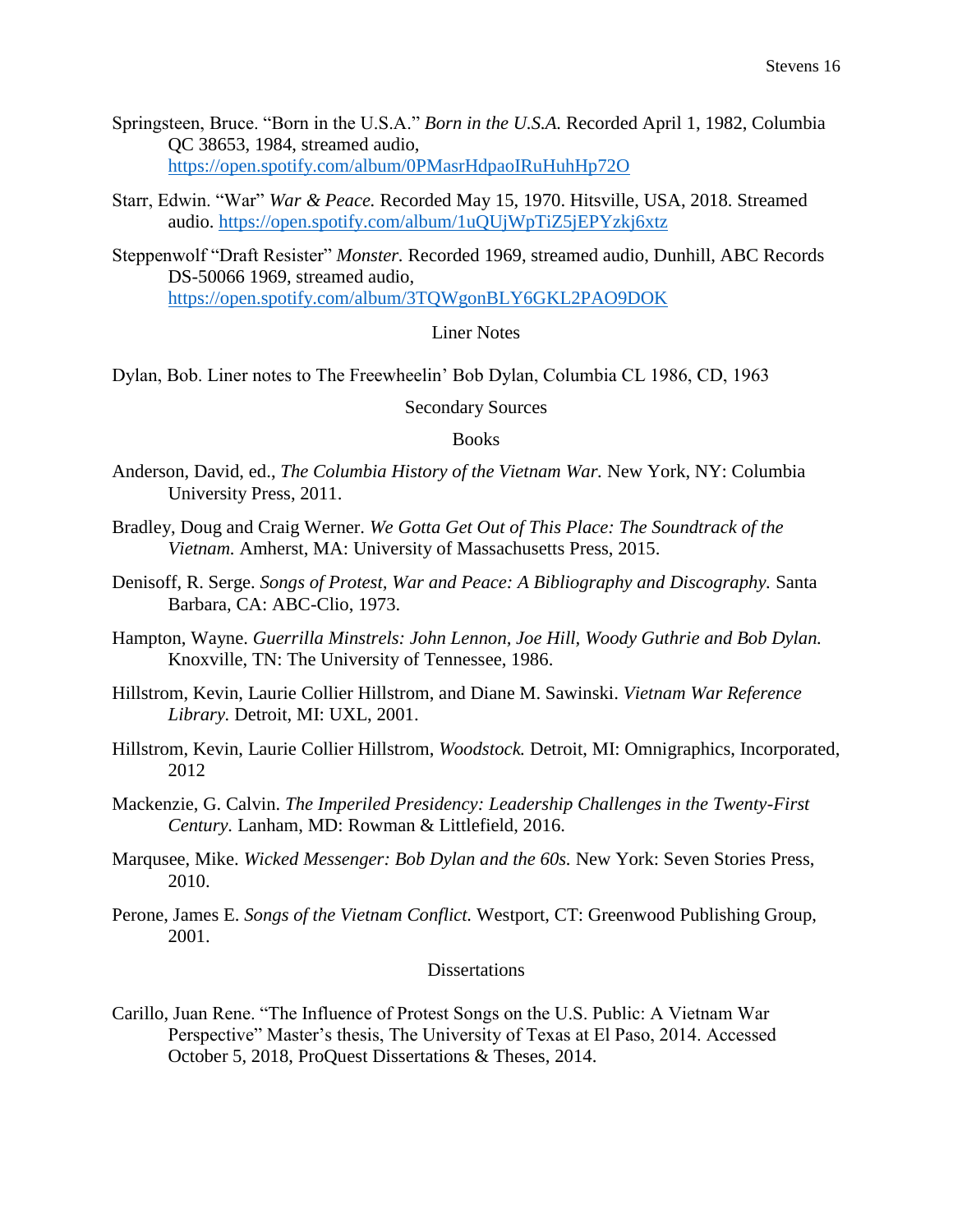Springsteen, Bruce. "Born in the U.S.A." *Born in the U.S.A.* Recorded April 1, 1982, Columbia QC 38653, 1984, streamed audio, https://open.spotify.com/album/0PMasrHdpaoIRuHuhHp72O

Starr, Edwin. "War" *War & Peace.* Recorded May 15, 1970. Hitsville, USA, 2018. Streamed audio. https://open.spotify.com/album/1uQUjWpTiZ5jEPYzkj6xtz

Steppenwolf "Draft Resister" *Monster.* Recorded 1969, streamed audio, Dunhill, ABC Records DS-50066 1969, streamed audio, https://open.spotify.com/album/3TQWgonBLY6GKL2PAO9DOK

### Liner Notes

Dylan, Bob. Liner notes to The Freewheelin' Bob Dylan, Columbia CL 1986, CD, 1963

## Secondary Sources

### Books

Anderson, David, ed., *The Columbia History of the Vietnam War.* New York, NY: Columbia University Press, 2011.

Bradley, Doug and Craig Werner. *We Gotta Get Out of This Place: The Soundtrack of the Vietnam.* Amherst, MA: University of Massachusetts Press, 2015.

Denisoff, R. Serge. *Songs of Protest, War and Peace: A Bibliography and Discography.* Santa Barbara, CA: ABC-Clio, 1973.

Hampton, Wayne. *Guerrilla Minstrels: John Lennon, Joe Hill, Woody Guthrie and Bob Dylan.* Knoxville, TN: The University of Tennessee, 1986.

Hillstrom, Kevin, Laurie Collier Hillstrom, and Diane M. Sawinski. *Vietnam War Reference Library.* Detroit, MI: UXL, 2001.

Hillstrom, Kevin, Laurie Collier Hillstrom, *Woodstock.* Detroit, MI: Omnigraphics, Incorporated, 2012

Mackenzie, G. Calvin. *The Imperiled Presidency: Leadership Challenges in the Twenty-First Century.* Lanham, MD: Rowman & Littlefield, 2016.

Marqusee, Mike. *Wicked Messenger: Bob Dylan and the 60s.* New York: Seven Stories Press, 2010.

Perone, James E. *Songs of the Vietnam Conflict.* Westport, CT: Greenwood Publishing Group, 2001.

### Dissertations

Carillo, Juan Rene. "The Influence of Protest Songs on the U.S. Public: A Vietnam War Perspective" Master's thesis, The University of Texas at El Paso, 2014. Accessed October 5, 2018, ProQuest Dissertations & Theses, 2014.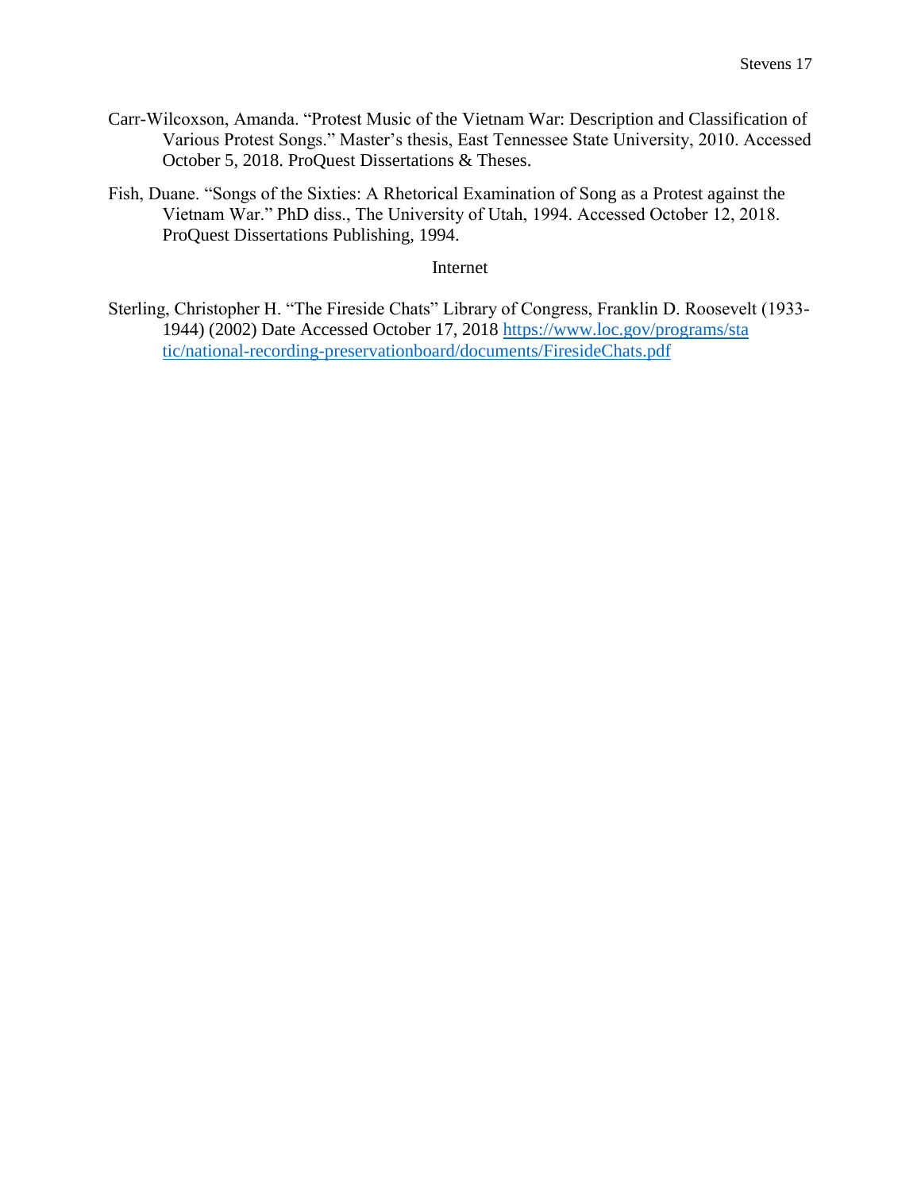Carr-Wilcoxson, Amanda. "Protest Music of the Vietnam War: Description and Classification of Various Protest Songs." Master's thesis, East Tennessee State University, 2010. Accessed October 5, 2018. ProQuest Dissertations & Theses.

Fish, Duane. "Songs of the Sixties: A Rhetorical Examination of Song as a Protest against the Vietnam War." PhD diss., The University of Utah, 1994. Accessed October 12, 2018. ProQuest Dissertations Publishing, 1994.

Internet

Sterling, Christopher H. "The Fireside Chats" Library of Congress, Franklin D. Roosevelt (1933-1944) (2002) Date Accessed October 17, 2018 https://www.loc.gov/programs/static/national-recording-preservationboard/documents/FiresideChats.pdf